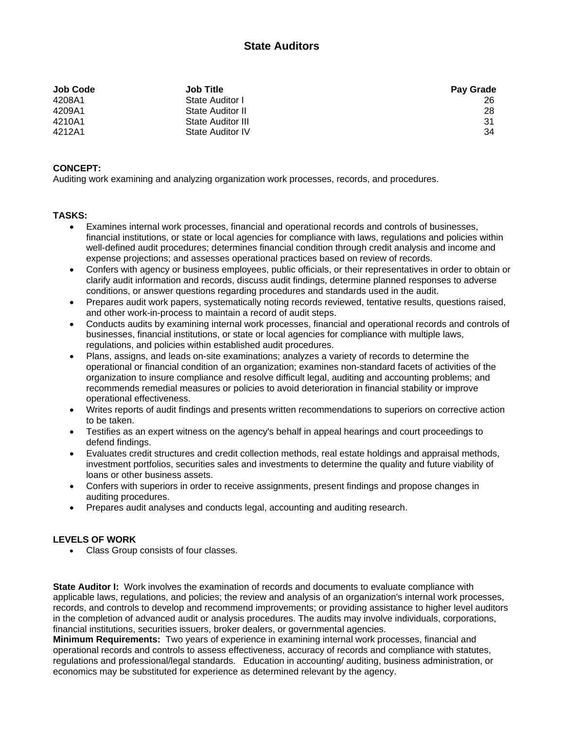# State Auditors

| Job Code | Job Title | Pay Grade |
|---|---|---|
| 4208A1 | State Auditor I | 26 |
| 4209A1 | State Auditor II | 28 |
| 4210A1 | State Auditor III | 31 |
| 4212A1 | State Auditor IV | 34 |

**CONCEPT:**
Auditing work examining and analyzing organization work processes, records, and procedures.

**TASKS:**

- Examines internal work processes, financial and operational records and controls of businesses, financial institutions, or state or local agencies for compliance with laws, regulations and policies within well-defined audit procedures; determines financial condition through credit analysis and income and expense projections; and assesses operational practices based on review of records.
- Confers with agency or business employees, public officials, or their representatives in order to obtain or clarify audit information and records, discuss audit findings, determine planned responses to adverse conditions, or answer questions regarding procedures and standards used in the audit.
- Prepares audit work papers, systematically noting records reviewed, tentative results, questions raised, and other work-in-process to maintain a record of audit steps.
- Conducts audits by examining internal work processes, financial and operational records and controls of businesses, financial institutions, or state or local agencies for compliance with multiple laws, regulations, and policies within established audit procedures.
- Plans, assigns, and leads on-site examinations; analyzes a variety of records to determine the operational or financial condition of an organization; examines non-standard facets of activities of the organization to insure compliance and resolve difficult legal, auditing and accounting problems; and recommends remedial measures or policies to avoid deterioration in financial stability or improve operational effectiveness.
- Writes reports of audit findings and presents written recommendations to superiors on corrective action to be taken.
- Testifies as an expert witness on the agency's behalf in appeal hearings and court proceedings to defend findings.
- Evaluates credit structures and credit collection methods, real estate holdings and appraisal methods, investment portfolios, securities sales and investments to determine the quality and future viability of loans or other business assets.
- Confers with superiors in order to receive assignments, present findings and propose changes in auditing procedures.
- Prepares audit analyses and conducts legal, accounting and auditing research.

**LEVELS OF WORK**

- Class Group consists of four classes.

**State Auditor I:** Work involves the examination of records and documents to evaluate compliance with applicable laws, regulations, and policies; the review and analysis of an organization's internal work processes, records, and controls to develop and recommend improvements; or providing assistance to higher level auditors in the completion of advanced audit or analysis procedures. The audits may involve individuals, corporations, financial institutions, securities issuers, broker dealers, or governmental agencies.
**Minimum Requirements:** Two years of experience in examining internal work processes, financial and operational records and controls to assess effectiveness, accuracy of records and compliance with statutes, regulations and professional/legal standards. Education in accounting/ auditing, business administration, or economics may be substituted for experience as determined relevant by the agency.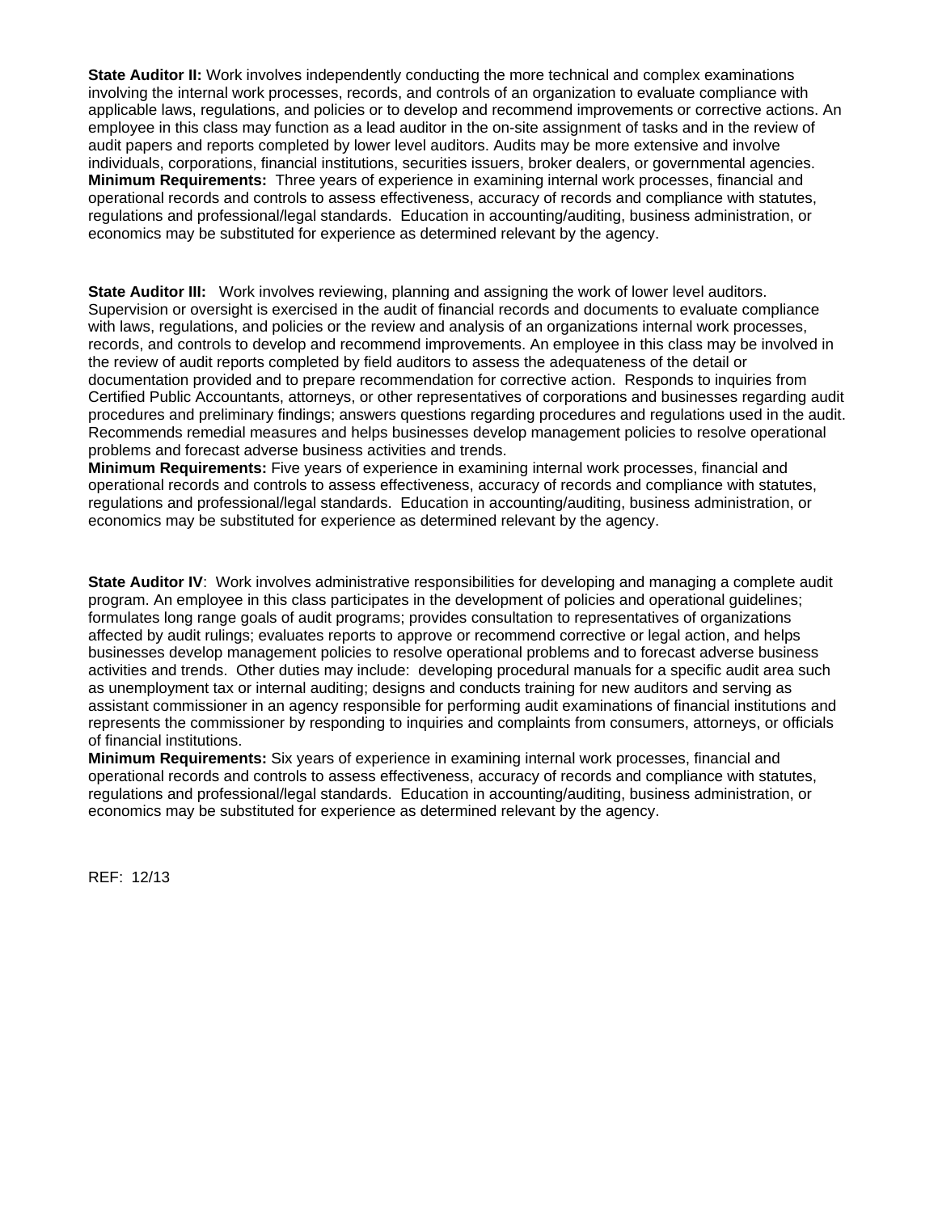**State Auditor II:** Work involves independently conducting the more technical and complex examinations involving the internal work processes, records, and controls of an organization to evaluate compliance with applicable laws, regulations, and policies or to develop and recommend improvements or corrective actions. An employee in this class may function as a lead auditor in the on-site assignment of tasks and in the review of audit papers and reports completed by lower level auditors. Audits may be more extensive and involve individuals, corporations, financial institutions, securities issuers, broker dealers, or governmental agencies.
**Minimum Requirements:** Three years of experience in examining internal work processes, financial and operational records and controls to assess effectiveness, accuracy of records and compliance with statutes, regulations and professional/legal standards. Education in accounting/auditing, business administration, or economics may be substituted for experience as determined relevant by the agency.

**State Auditor III:** Work involves reviewing, planning and assigning the work of lower level auditors. Supervision or oversight is exercised in the audit of financial records and documents to evaluate compliance with laws, regulations, and policies or the review and analysis of an organizations internal work processes, records, and controls to develop and recommend improvements. An employee in this class may be involved in the review of audit reports completed by field auditors to assess the adequateness of the detail or documentation provided and to prepare recommendation for corrective action. Responds to inquiries from Certified Public Accountants, attorneys, or other representatives of corporations and businesses regarding audit procedures and preliminary findings; answers questions regarding procedures and regulations used in the audit. Recommends remedial measures and helps businesses develop management policies to resolve operational problems and forecast adverse business activities and trends.
**Minimum Requirements:** Five years of experience in examining internal work processes, financial and operational records and controls to assess effectiveness, accuracy of records and compliance with statutes, regulations and professional/legal standards. Education in accounting/auditing, business administration, or economics may be substituted for experience as determined relevant by the agency.

**State Auditor IV**: Work involves administrative responsibilities for developing and managing a complete audit program. An employee in this class participates in the development of policies and operational guidelines; formulates long range goals of audit programs; provides consultation to representatives of organizations affected by audit rulings; evaluates reports to approve or recommend corrective or legal action, and helps businesses develop management policies to resolve operational problems and to forecast adverse business activities and trends. Other duties may include: developing procedural manuals for a specific audit area such as unemployment tax or internal auditing; designs and conducts training for new auditors and serving as assistant commissioner in an agency responsible for performing audit examinations of financial institutions and represents the commissioner by responding to inquiries and complaints from consumers, attorneys, or officials of financial institutions.
**Minimum Requirements:** Six years of experience in examining internal work processes, financial and operational records and controls to assess effectiveness, accuracy of records and compliance with statutes, regulations and professional/legal standards. Education in accounting/auditing, business administration, or economics may be substituted for experience as determined relevant by the agency.

REF: 12/13